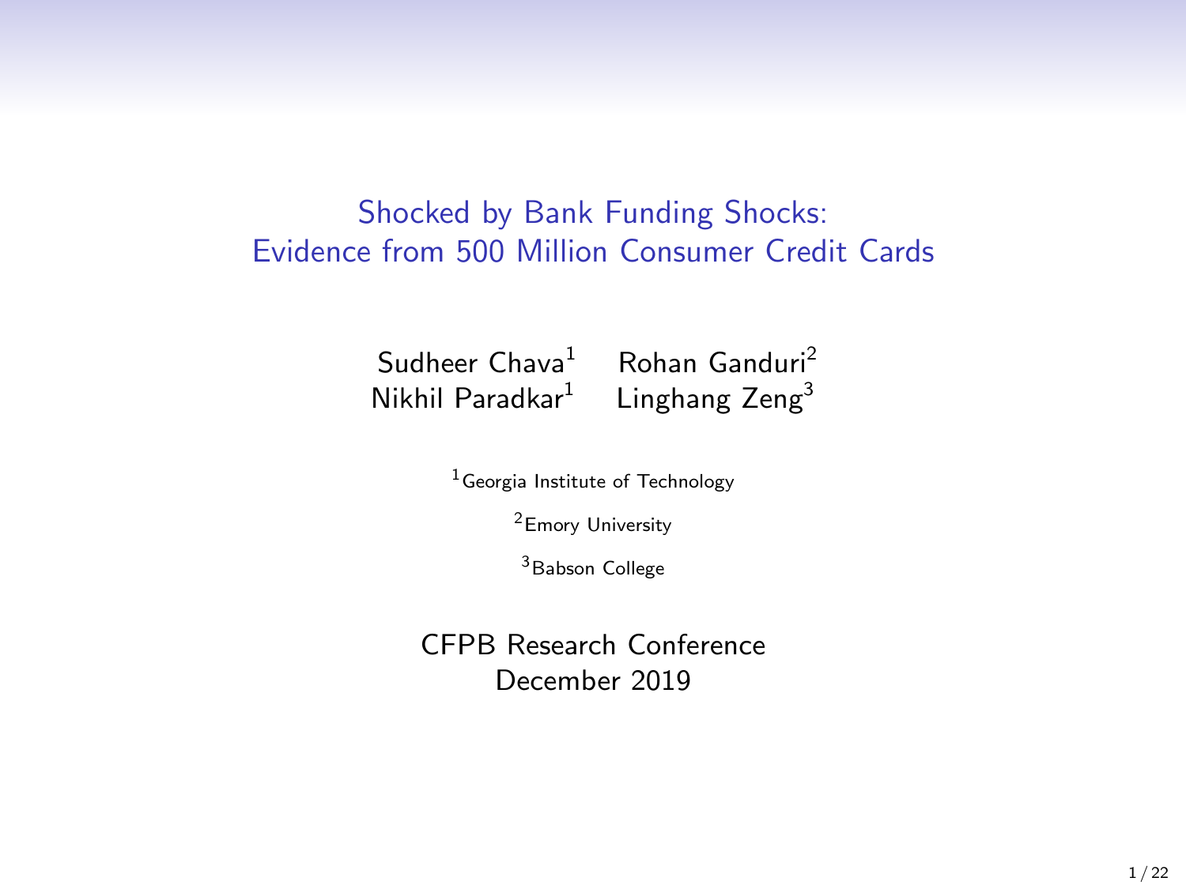# Shocked by Bank Funding Shocks: Evidence from 500 Million Consumer Credit Cards

Sudheer Chava[1] Rohan Ganduri[2]
Nikhil Paradkar[1] Linghang Zeng[3]

[1]Georgia Institute of Technology

[2]Emory University

[3]Babson College

CFPB Research Conference
December 2019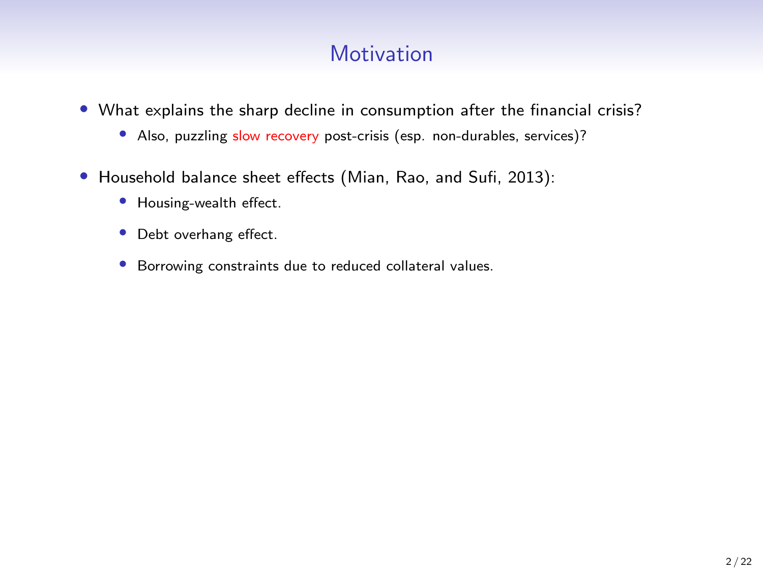# Motivation

- What explains the sharp decline in consumption after the financial crisis?
  - Also, puzzling slow recovery post-crisis (esp. non-durables, services)?
- Household balance sheet effects (Mian, Rao, and Sufi, 2013):
  - Housing-wealth effect.
  - Debt overhang effect.
  - Borrowing constraints due to reduced collateral values.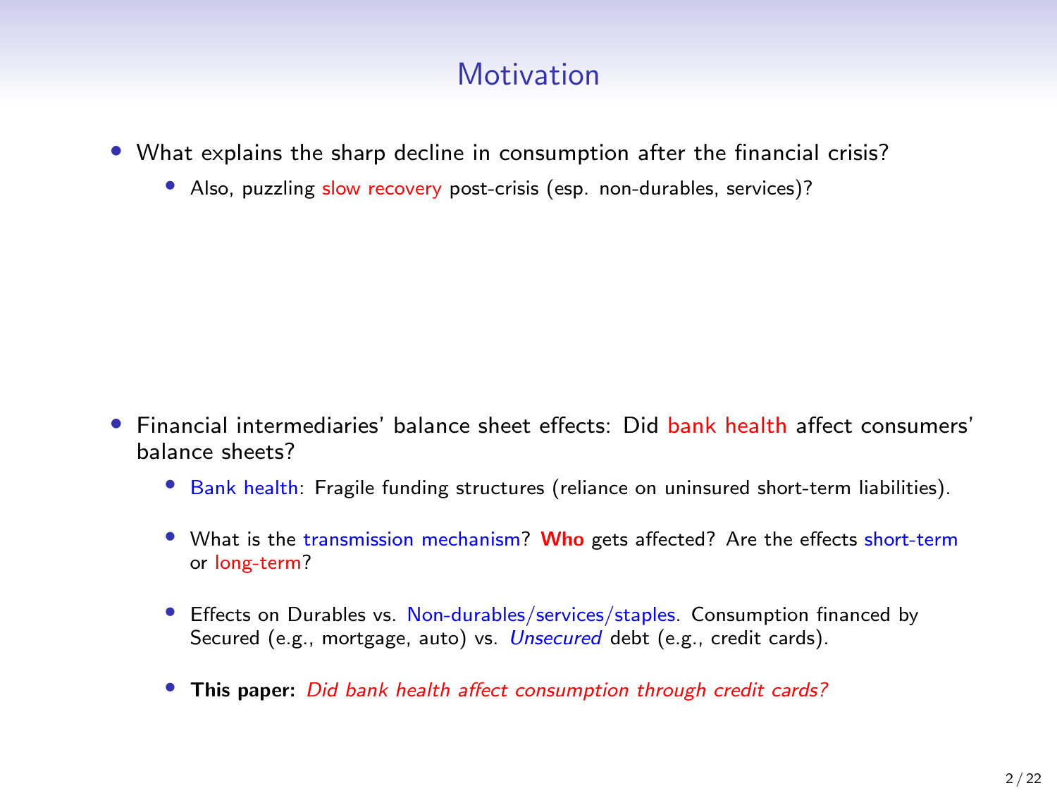# Motivation

- What explains the sharp decline in consumption after the financial crisis?
  - Also, puzzling slow recovery post-crisis (esp. non-durables, services)?

- Financial intermediaries' balance sheet effects: Did bank health affect consumers' balance sheets?
  - Bank health: Fragile funding structures (reliance on uninsured short-term liabilities).
  - What is the transmission mechanism? **Who** gets affected? Are the effects short-term or long-term?
  - Effects on Durables vs. Non-durables/services/staples. Consumption financed by Secured (e.g., mortgage, auto) vs. *Unsecured* debt (e.g., credit cards).
  - **This paper:** *Did bank health affect consumption through credit cards?*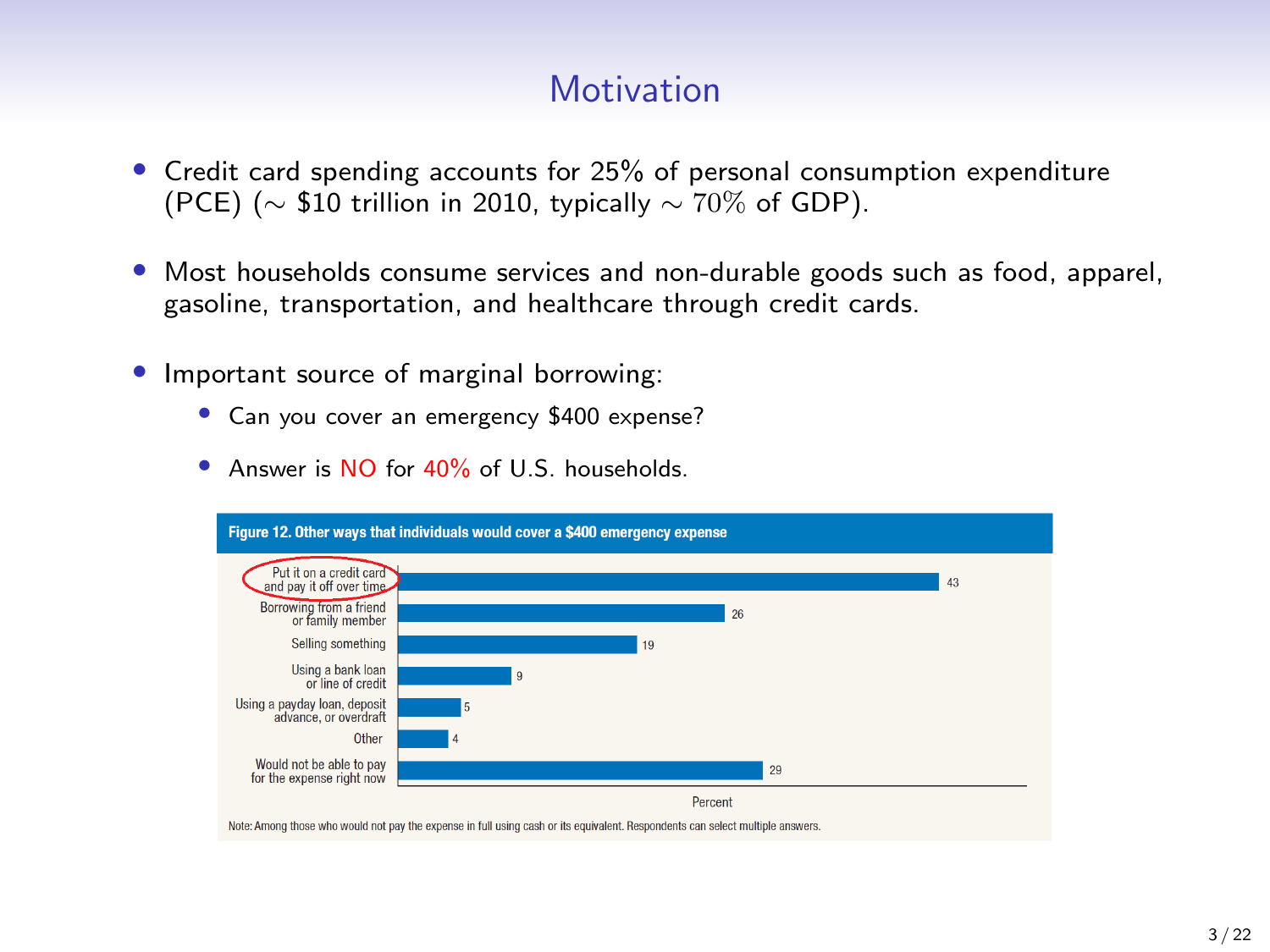# Motivation

- Credit card spending accounts for 25% of personal consumption expenditure (PCE) ($\sim$ \$10 trillion in 2010, typically $\sim 70\%$ of GDP).
- Most households consume services and non-durable goods such as food, apparel, gasoline, transportation, and healthcare through credit cards.
- Important source of marginal borrowing:
  - Can you cover an emergency \$400 expense?
  - Answer is NO for 40% of U.S. households.

**Figure 12. Other ways that individuals would cover a \$400 emergency expense**

| Way | Percent |
| --- | --- |
| Put it on a credit card and pay it off over time | 43 |
| Borrowing from a friend or family member | 26 |
| Selling something | 19 |
| Using a bank loan or line of credit | 9 |
| Using a payday loan, deposit advance, or overdraft | 5 |
| Other | 4 |
| Would not be able to pay for the expense right now | 29 |

Note: Among those who would not pay the expense in full using cash or its equivalent. Respondents can select multiple answers.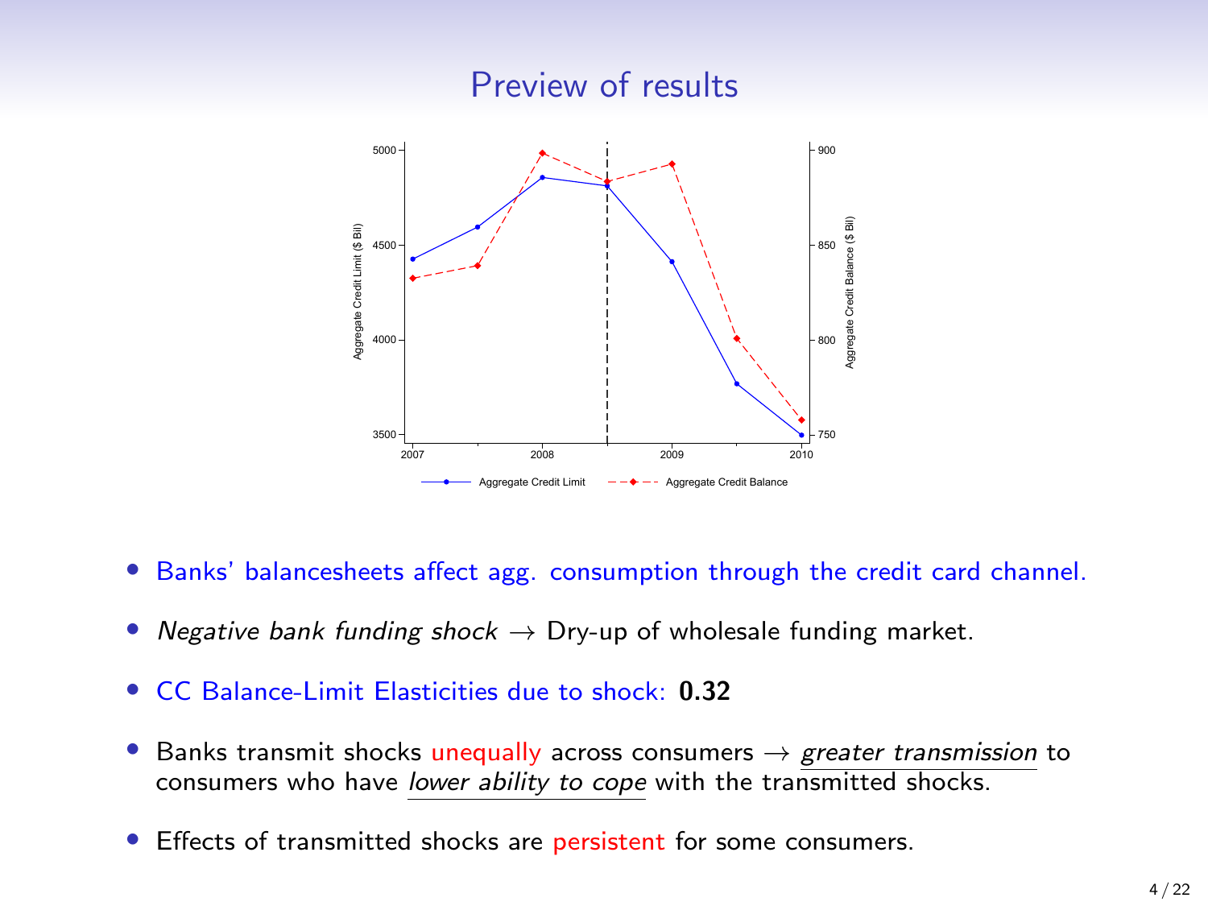# Preview of results

- Banks' balancesheets affect agg. consumption through the credit card channel.
- *Negative bank funding shock* $\rightarrow$ Dry-up of wholesale funding market.
- CC Balance-Limit Elasticities due to shock: **0.32**
- Banks transmit shocks unequally across consumers $\rightarrow$ *greater transmission* to consumers who have *lower ability to cope* with the transmitted shocks.
- Effects of transmitted shocks are persistent for some consumers.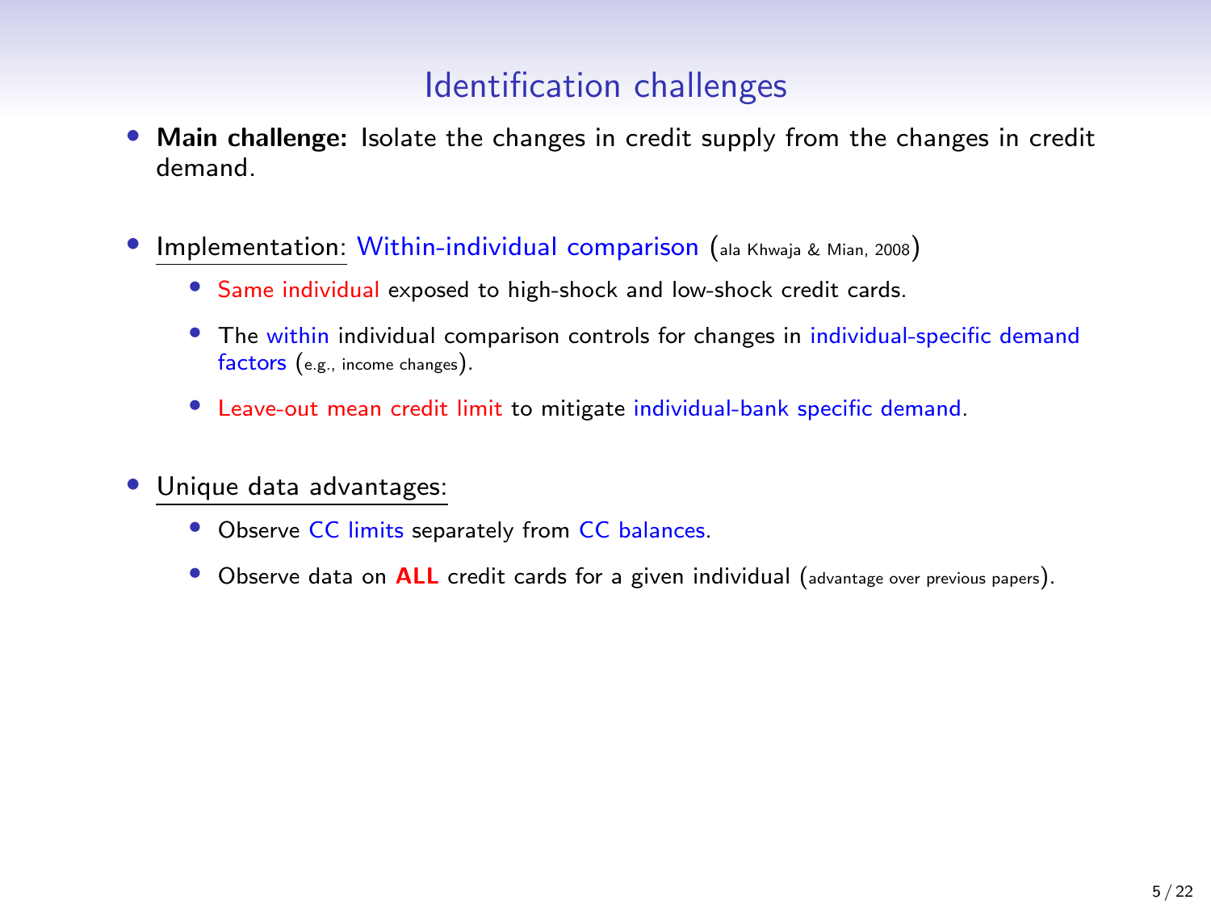# Identification challenges

- **Main challenge:** Isolate the changes in credit supply from the changes in credit demand.

- Implementation: Within-individual comparison (ala Khwaja & Mian, 2008)
  - Same individual exposed to high-shock and low-shock credit cards.
  - The within individual comparison controls for changes in individual-specific demand factors (e.g., income changes).
  - Leave-out mean credit limit to mitigate individual-bank specific demand.

- Unique data advantages:
  - Observe CC limits separately from CC balances.
  - Observe data on **ALL** credit cards for a given individual (advantage over previous papers).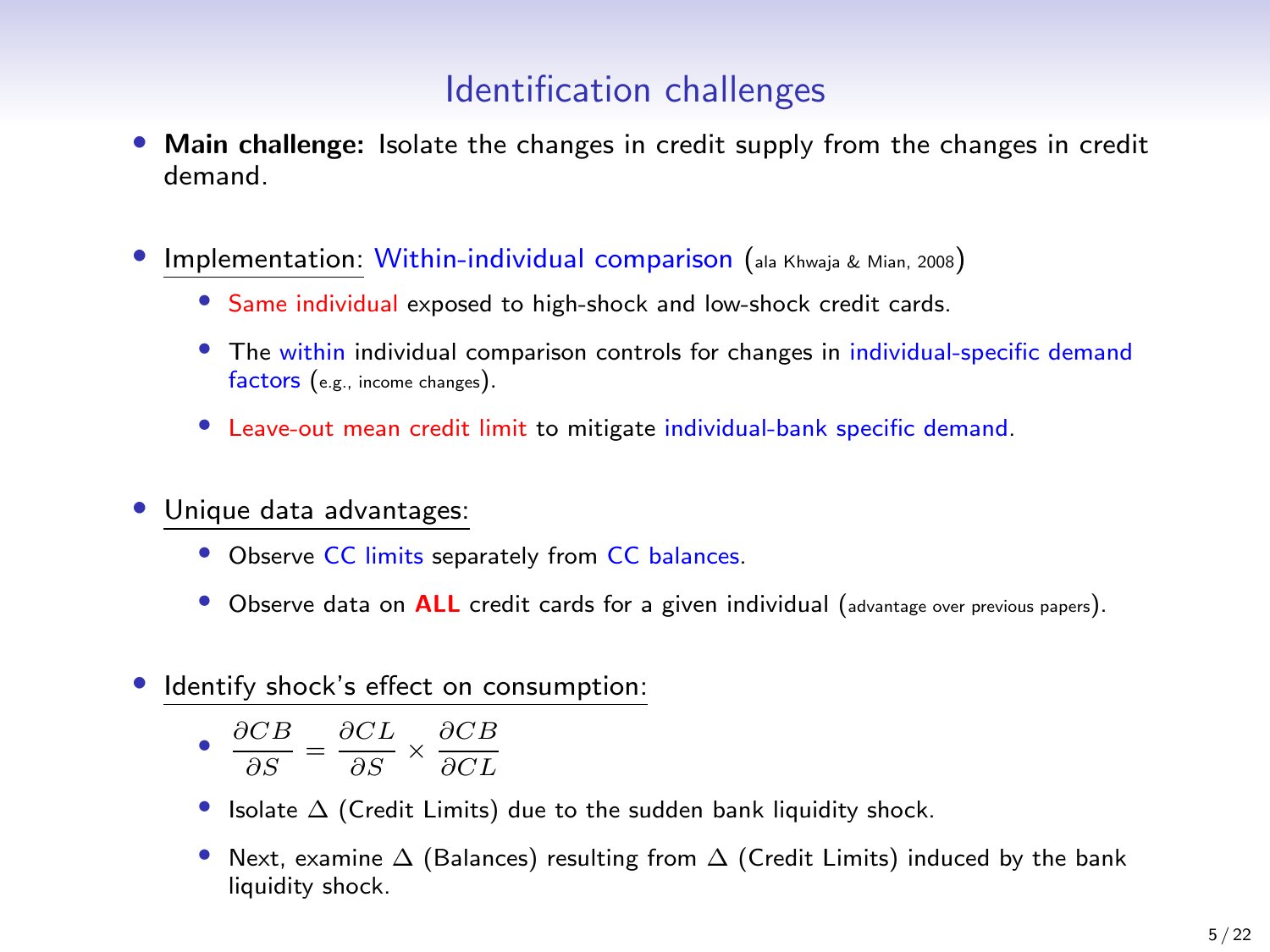# Identification challenges

- **Main challenge:** Isolate the changes in credit supply from the changes in credit demand.

- Implementation: Within-individual comparison (ala Khwaja & Mian, 2008)
  - Same individual exposed to high-shock and low-shock credit cards.
  - The within individual comparison controls for changes in individual-specific demand factors (e.g., income changes).
  - Leave-out mean credit limit to mitigate individual-bank specific demand.

- Unique data advantages:
  - Observe CC limits separately from CC balances.
  - Observe data on **ALL** credit cards for a given individual (advantage over previous papers).

- Identify shock's effect on consumption:
  - $\frac{\partial CB}{\partial S} = \frac{\partial CL}{\partial S} \times \frac{\partial CB}{\partial CL}$
  - Isolate $\Delta$ (Credit Limits) due to the sudden bank liquidity shock.
  - Next, examine $\Delta$ (Balances) resulting from $\Delta$ (Credit Limits) induced by the bank liquidity shock.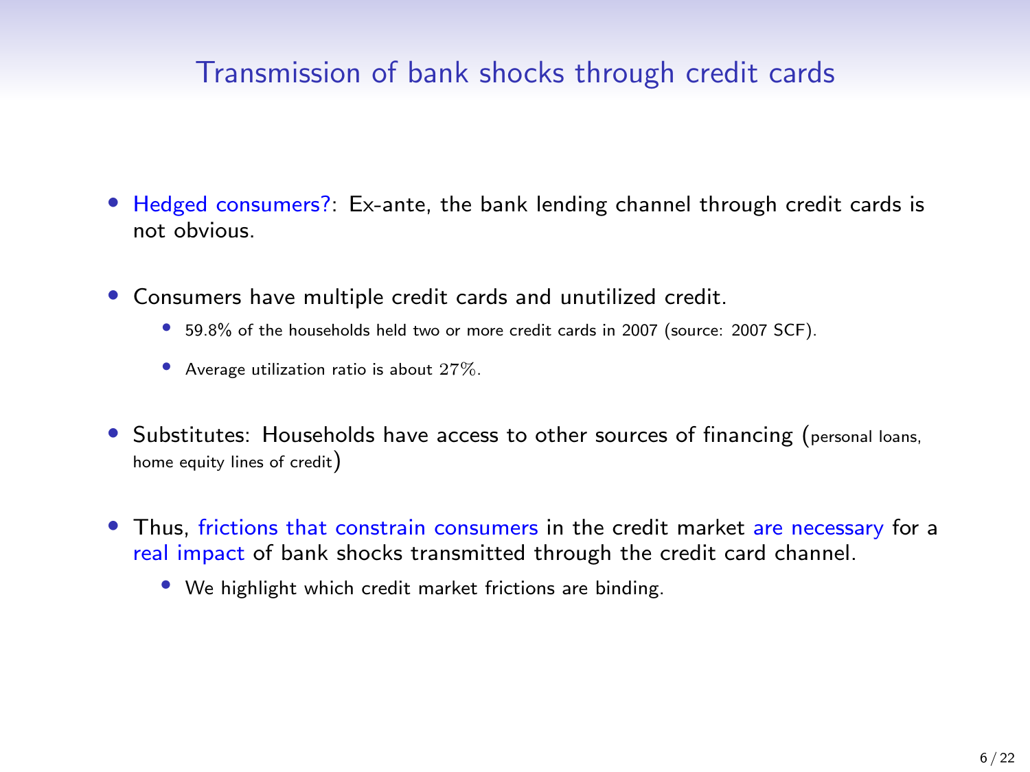# Transmission of bank shocks through credit cards

- Hedged consumers?: Ex-ante, the bank lending channel through credit cards is not obvious.
- Consumers have multiple credit cards and unutilized credit.
  - 59.8% of the households held two or more credit cards in 2007 (source: 2007 SCF).
  - Average utilization ratio is about $27\%$.
- Substitutes: Households have access to other sources of financing (personal loans, home equity lines of credit)
- Thus, frictions that constrain consumers in the credit market are necessary for a real impact of bank shocks transmitted through the credit card channel.
  - We highlight which credit market frictions are binding.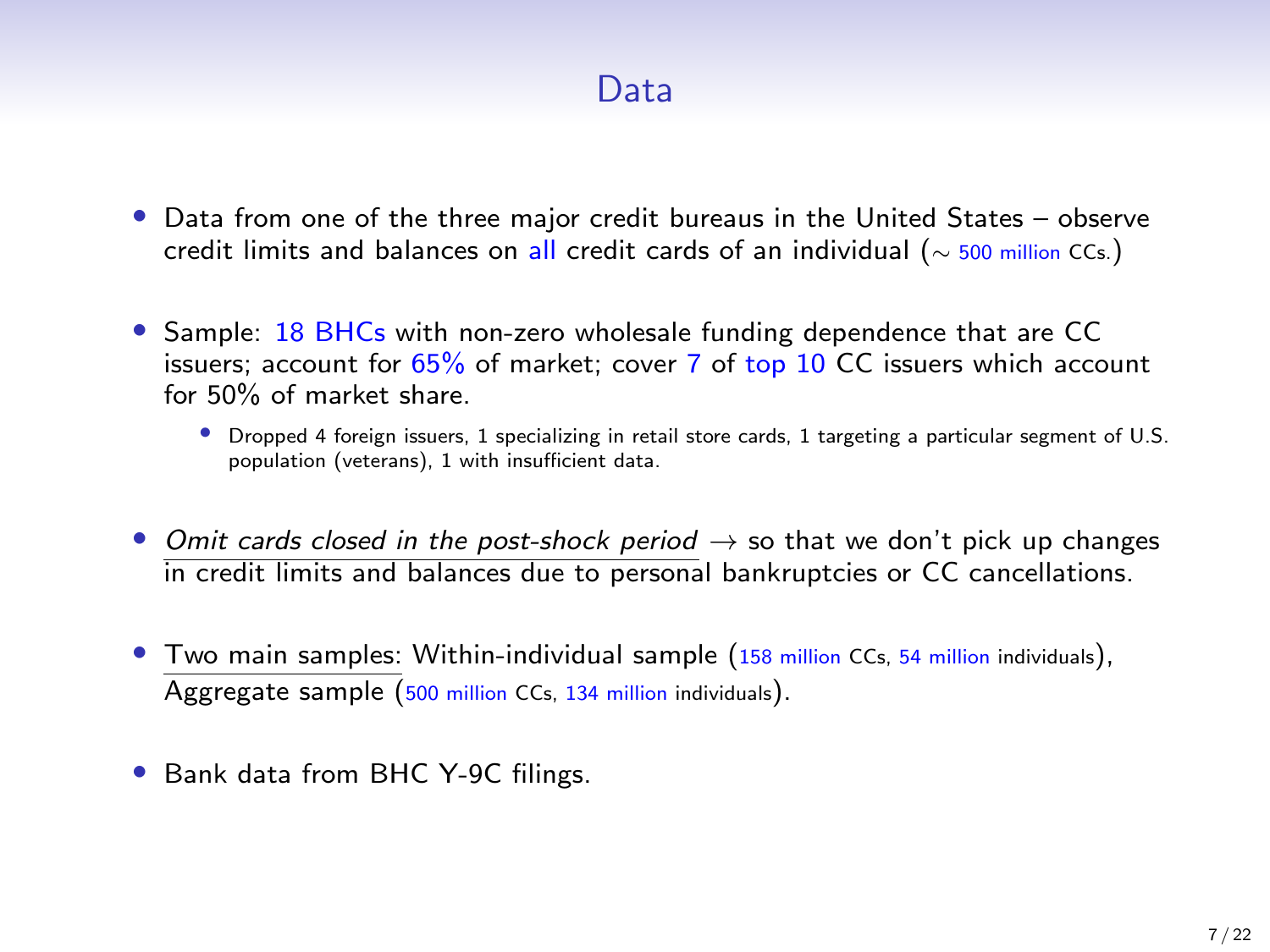# Data

- Data from one of the three major credit bureaus in the United States – observe credit limits and balances on all credit cards of an individual ($\sim$ 500 million CCs.)

- Sample: 18 BHCs with non-zero wholesale funding dependence that are CC issuers; account for 65% of market; cover 7 of top 10 CC issuers which account for 50% of market share.
  - Dropped 4 foreign issuers, 1 specializing in retail store cards, 1 targeting a particular segment of U.S. population (veterans), 1 with insufficient data.

- *Omit cards closed in the post-shock period* $\rightarrow$ so that we don't pick up changes in credit limits and balances due to personal bankruptcies or CC cancellations.

- Two main samples: Within-individual sample (158 million CCs, 54 million individuals), Aggregate sample (500 million CCs, 134 million individuals).

- Bank data from BHC Y-9C filings.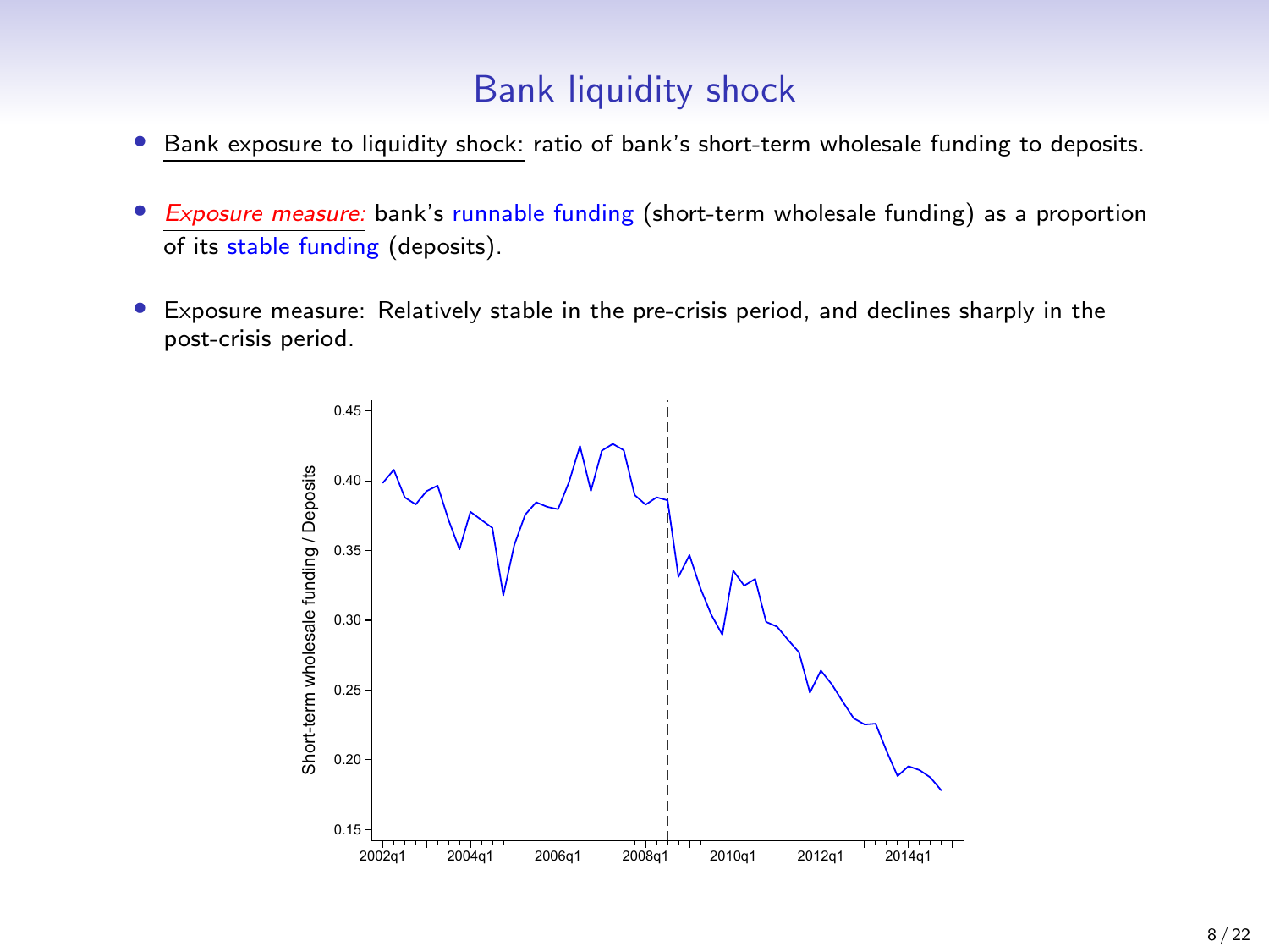# Bank liquidity shock

- Bank exposure to liquidity shock: ratio of bank's short-term wholesale funding to deposits.
- *Exposure measure:* bank's runnable funding (short-term wholesale funding) as a proportion of its stable funding (deposits).
- Exposure measure: Relatively stable in the pre-crisis period, and declines sharply in the post-crisis period.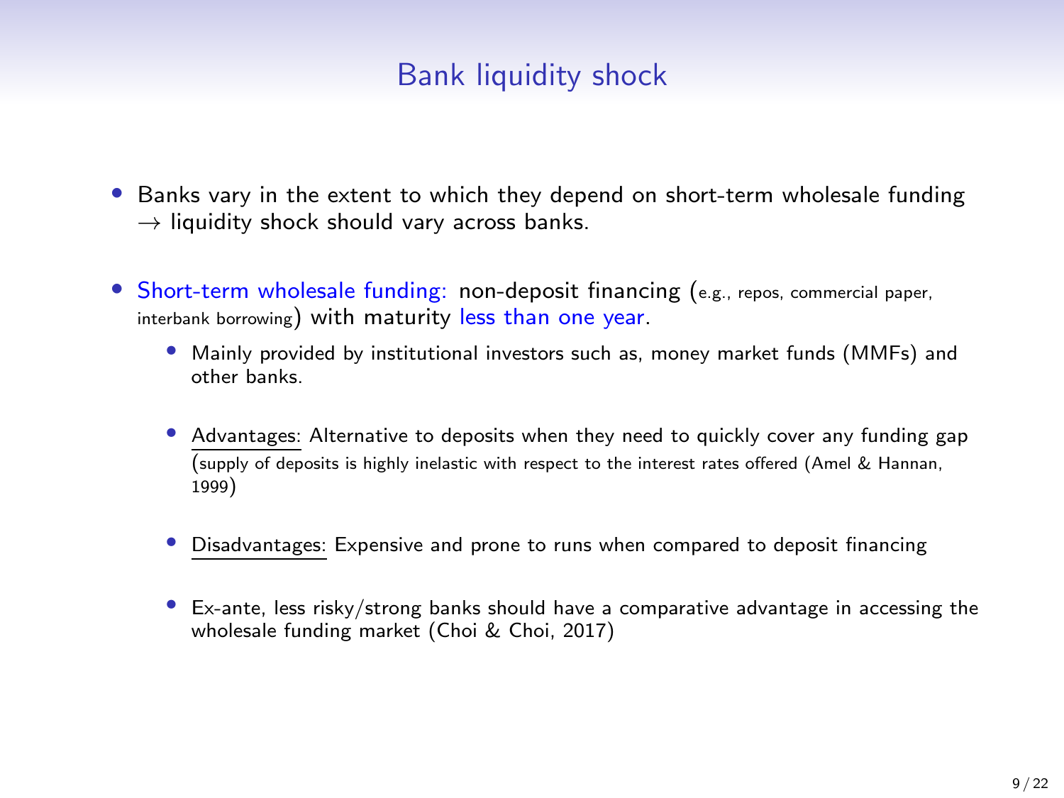# Bank liquidity shock

- Banks vary in the extent to which they depend on short-term wholesale funding $\rightarrow$ liquidity shock should vary across banks.
- Short-term wholesale funding: non-deposit financing (e.g., repos, commercial paper, interbank borrowing) with maturity less than one year.
  - Mainly provided by institutional investors such as, money market funds (MMFs) and other banks.
  - Advantages: Alternative to deposits when they need to quickly cover any funding gap (supply of deposits is highly inelastic with respect to the interest rates offered (Amel & Hannan, 1999)
  - Disadvantages: Expensive and prone to runs when compared to deposit financing
  - Ex-ante, less risky/strong banks should have a comparative advantage in accessing the wholesale funding market (Choi & Choi, 2017)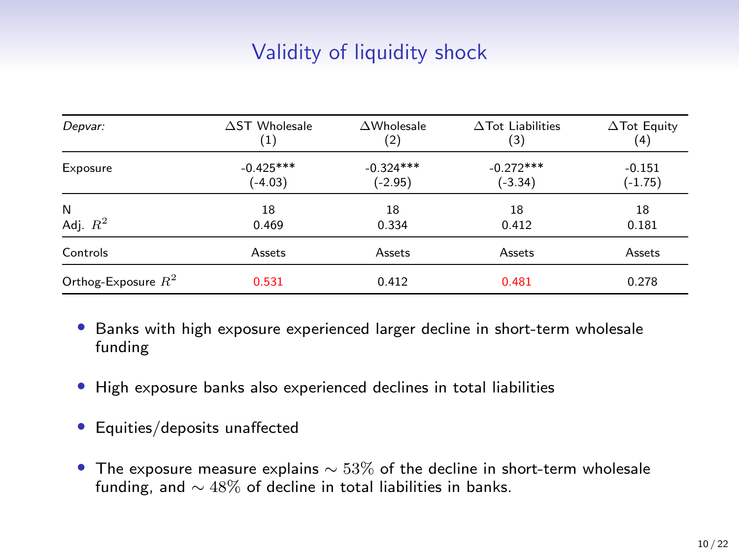# Validity of liquidity shock

| *Depvar:* | ΔST Wholesale<br>(1) | ΔWholesale<br>(2) | ΔTot Liabilities<br>(3) | ΔTot Equity<br>(4) |
|---|---|---|---|---|
| Exposure | -0.425***<br>(-4.03) | -0.324***<br>(-2.95) | -0.272***<br>(-3.34) | -0.151<br>(-1.75) |
| N | 18 | 18 | 18 | 18 |
| Adj. $R^2$ | 0.469 | 0.334 | 0.412 | 0.181 |
| Controls | Assets | Assets | Assets | Assets |
| Orthog-Exposure $R^2$ | 0.531 | 0.412 | 0.481 | 0.278 |

- Banks with high exposure experienced larger decline in short-term wholesale funding
- High exposure banks also experienced declines in total liabilities
- Equities/deposits unaffected
- The exposure measure explains $\sim 53\%$ of the decline in short-term wholesale funding, and $\sim 48\%$ of decline in total liabilities in banks.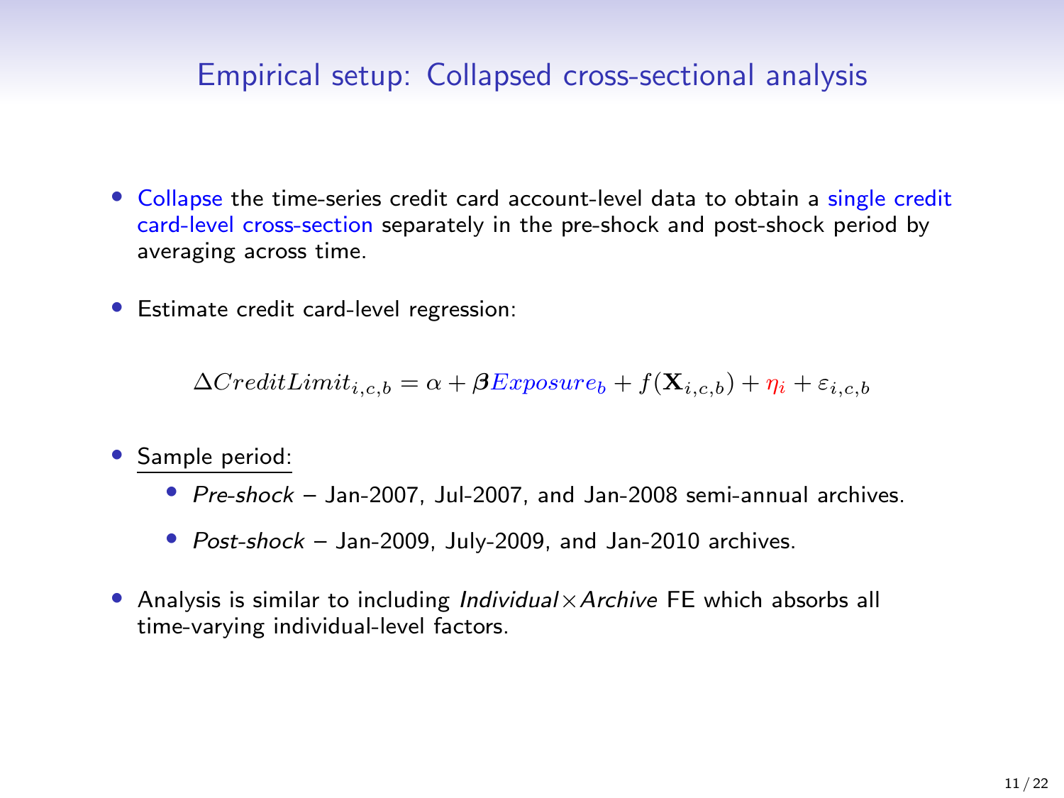# Empirical setup: Collapsed cross-sectional analysis

- Collapse the time-series credit card account-level data to obtain a single credit card-level cross-section separately in the pre-shock and post-shock period by averaging across time.

- Estimate credit card-level regression:

$$\Delta CreditLimit_{i,c,b} = \alpha + \boldsymbol{\beta} Exposure_b + f(\mathbf{X}_{i,c,b}) + \eta_i + \varepsilon_{i,c,b}$$

- Sample period:
  - *Pre-shock* – Jan-2007, Jul-2007, and Jan-2008 semi-annual archives.
  - *Post-shock* – Jan-2009, July-2009, and Jan-2010 archives.

- Analysis is similar to including *Individual*×*Archive* FE which absorbs all time-varying individual-level factors.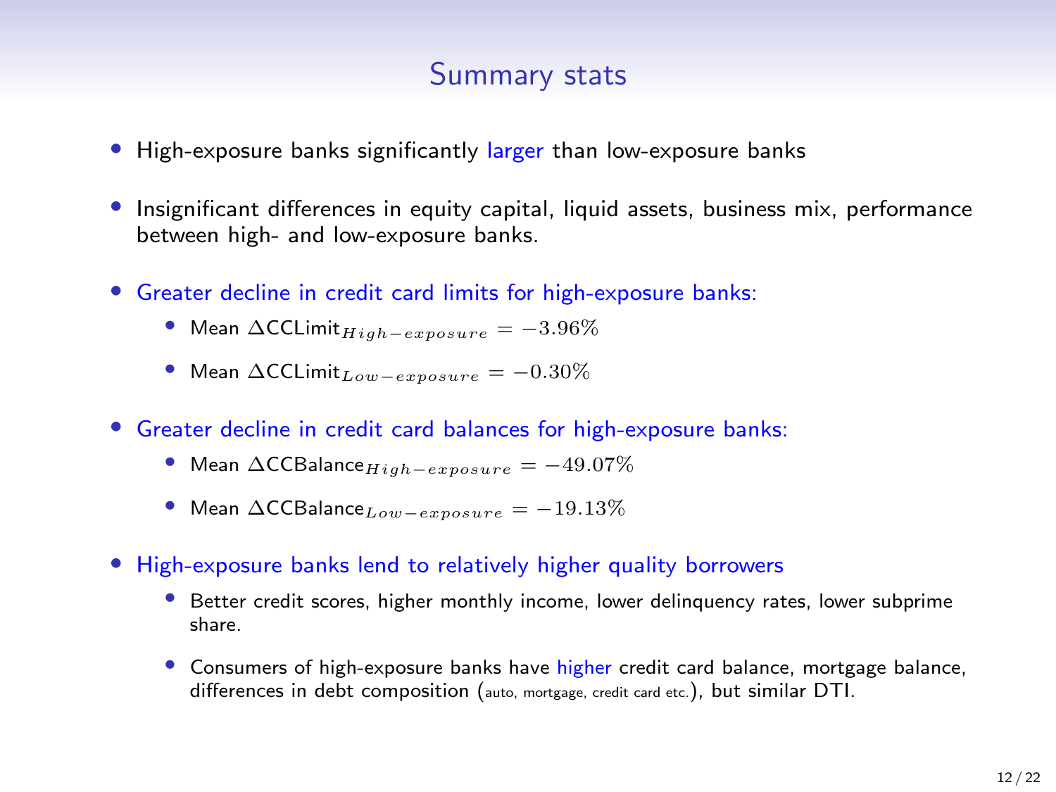# Summary stats

- High-exposure banks significantly larger than low-exposure banks
- Insignificant differences in equity capital, liquid assets, business mix, performance between high- and low-exposure banks.
- Greater decline in credit card limits for high-exposure banks:
  - Mean $\Delta \text{CCLimit}_{High-exposure} = -3.96\%$
  - Mean $\Delta \text{CCLimit}_{Low-exposure} = -0.30\%$
- Greater decline in credit card balances for high-exposure banks:
  - Mean $\Delta \text{CCBalance}_{High-exposure} = -49.07\%$
  - Mean $\Delta \text{CCBalance}_{Low-exposure} = -19.13\%$
- High-exposure banks lend to relatively higher quality borrowers
  - Better credit scores, higher monthly income, lower delinquency rates, lower subprime share.
  - Consumers of high-exposure banks have higher credit card balance, mortgage balance, differences in debt composition (auto, mortgage, credit card etc.), but similar DTI.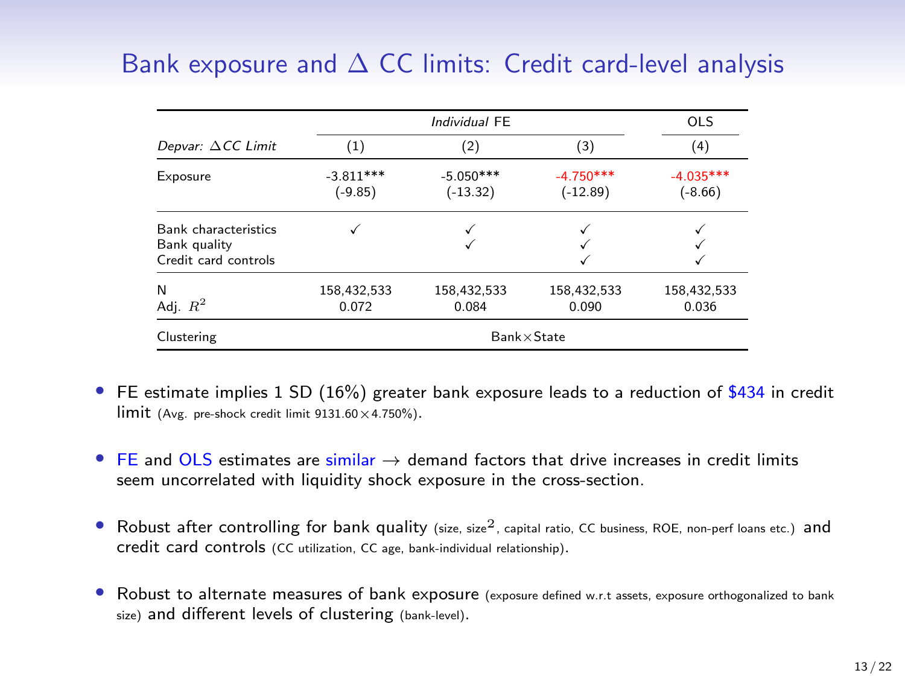# Bank exposure and $\Delta$ CC limits: Credit card-level analysis

| | *Individual* FE | | | OLS |
|---|---|---|---|---|
| *Depvar:* $\Delta$*CC Limit* | (1) | (2) | (3) | (4) |
| Exposure | -3.811*** | -5.050*** | -4.750*** | -4.035*** |
| | (-9.85) | (-13.32) | (-12.89) | (-8.66) |
| Bank characteristics | ✓ | ✓ | ✓ | ✓ |
| Bank quality | | ✓ | ✓ | ✓ |
| Credit card controls | | | ✓ | ✓ |
| N | 158,432,533 | 158,432,533 | 158,432,533 | 158,432,533 |
| Adj. $R^2$ | 0.072 | 0.084 | 0.090 | 0.036 |
| Clustering | Bank×State | | | |

- FE estimate implies 1 SD (16%) greater bank exposure leads to a reduction of $434 in credit limit (Avg. pre-shock credit limit 9131.60 × 4.750%).
- FE and OLS estimates are similar → demand factors that drive increases in credit limits seem uncorrelated with liquidity shock exposure in the cross-section.
- Robust after controlling for bank quality (size, size$^2$, capital ratio, CC business, ROE, non-perf loans etc.) and credit card controls (CC utilization, CC age, bank-individual relationship).
- Robust to alternate measures of bank exposure (exposure defined w.r.t assets, exposure orthogonalized to bank size) and different levels of clustering (bank-level).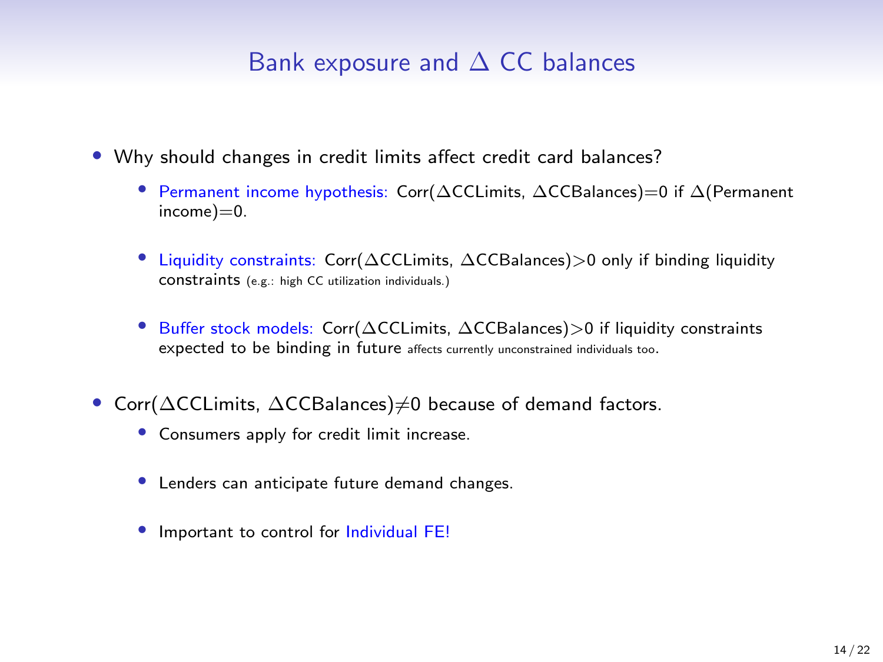# Bank exposure and $\Delta$ CC balances

- Why should changes in credit limits affect credit card balances?
  - Permanent income hypothesis: Corr($\Delta$CCLimits, $\Delta$CCBalances)=0 if $\Delta$(Permanent income)=0.
  - Liquidity constraints: Corr($\Delta$CCLimits, $\Delta$CCBalances)>0 only if binding liquidity constraints (e.g.: high CC utilization individuals.)
  - Buffer stock models: Corr($\Delta$CCLimits, $\Delta$CCBalances)>0 if liquidity constraints expected to be binding in future affects currently unconstrained individuals too.
- Corr($\Delta$CCLimits, $\Delta$CCBalances)$\neq$0 because of demand factors.
  - Consumers apply for credit limit increase.
  - Lenders can anticipate future demand changes.
  - Important to control for Individual FE!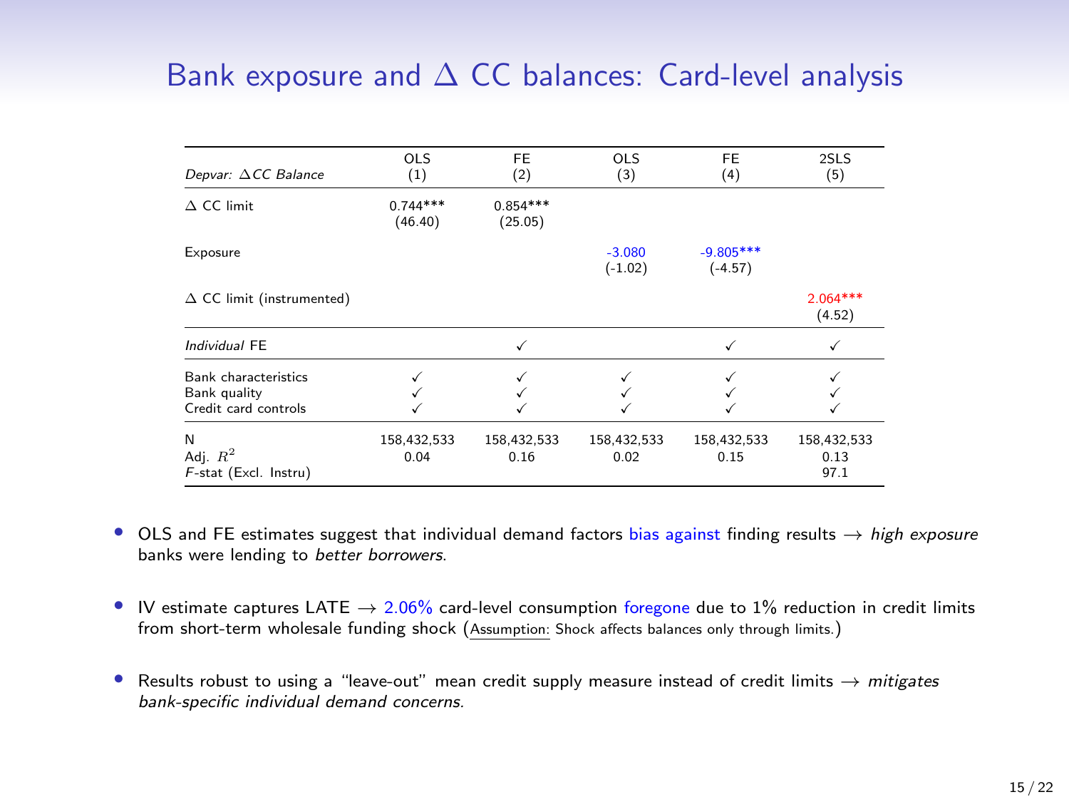# Bank exposure and $\Delta$ CC balances: Card-level analysis

| *Depvar: $\Delta$CC Balance* | OLS (1) | FE (2) | OLS (3) | FE (4) | 2SLS (5) |
|---|---|---|---|---|---|
| $\Delta$ CC limit | 0.744*** (46.40) | 0.854*** (25.05) | | | |
| Exposure | | | -3.080 (-1.02) | -9.805*** (-4.57) | |
| $\Delta$ CC limit (instrumented) | | | | | 2.064*** (4.52) |
| *Individual* FE | | ✓ | | ✓ | ✓ |
| Bank characteristics | ✓ | ✓ | ✓ | ✓ | ✓ |
| Bank quality | ✓ | ✓ | ✓ | ✓ | ✓ |
| Credit card controls | ✓ | ✓ | ✓ | ✓ | ✓ |
| N | 158,432,533 | 158,432,533 | 158,432,533 | 158,432,533 | 158,432,533 |
| Adj. $R^2$ | 0.04 | 0.16 | 0.02 | 0.15 | 0.13 |
| *F*-stat (Excl. Instru) | | | | | 97.1 |

- OLS and FE estimates suggest that individual demand factors bias against finding results $\rightarrow$ *high exposure* banks were lending to *better borrowers*.
- IV estimate captures LATE $\rightarrow$ 2.06% card-level consumption foregone due to 1% reduction in credit limits from short-term wholesale funding shock (Assumption: Shock affects balances only through limits.)
- Results robust to using a "leave-out" mean credit supply measure instead of credit limits $\rightarrow$ *mitigates bank-specific individual demand concerns.*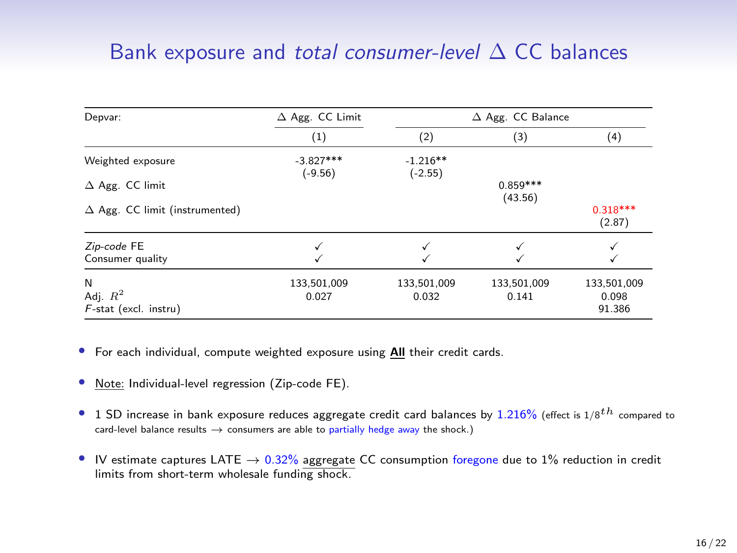# Bank exposure and *total consumer-level* Δ CC balances

| Depvar: | Δ Agg. CC Limit | Δ Agg. CC Balance | | |
|---|---|---|---|---|
| | (1) | (2) | (3) | (4) |
| Weighted exposure | -3.827***<br>(-9.56) | -1.216**<br>(-2.55) | | |
| Δ Agg. CC limit | | | 0.859***<br>(43.56) | |
| Δ Agg. CC limit (instrumented) | | | | 0.318***<br>(2.87) |
| *Zip-code* FE | ✓ | ✓ | ✓ | ✓ |
| Consumer quality | ✓ | ✓ | ✓ | ✓ |
| N | 133,501,009 | 133,501,009 | 133,501,009 | 133,501,009 |
| Adj. $R^2$ | 0.027 | 0.032 | 0.141 | 0.098 |
| *F*-stat (excl. instru) | | | | 91.386 |

- For each individual, compute weighted exposure using **All** their credit cards.
- Note: Individual-level regression (Zip-code FE).
- 1 SD increase in bank exposure reduces aggregate credit card balances by 1.216% (effect is $1/8^{th}$ compared to card-level balance results → consumers are able to partially hedge away the shock.)
- IV estimate captures LATE → 0.32% aggregate CC consumption foregone due to 1% reduction in credit limits from short-term wholesale funding shock.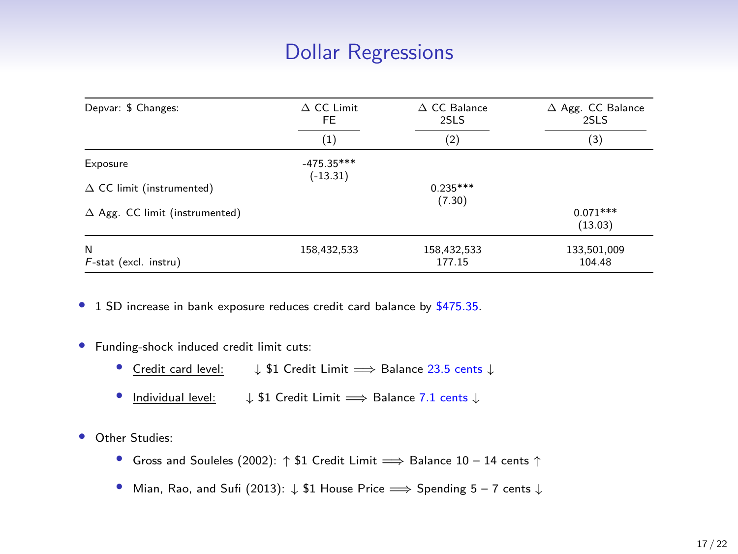# Dollar Regressions

| Depvar: \$ Changes: | Δ CC Limit FE | Δ CC Balance 2SLS | Δ Agg. CC Balance 2SLS |
|---|---|---|---|
| | (1) | (2) | (3) |
| Exposure | -475.35*** | | |
| | (-13.31) | | |
| Δ CC limit (instrumented) | | 0.235*** | |
| | | (7.30) | |
| Δ Agg. CC limit (instrumented) | | | 0.071*** |
| | | | (13.03) |
| N | 158,432,533 | 158,432,533 | 133,501,009 |
| *F*-stat (excl. instru) | | 177.15 | 104.48 |

- 1 SD increase in bank exposure reduces credit card balance by \$475.35.
- Funding-shock induced credit limit cuts:
  - Credit card level: $\downarrow$ \$1 Credit Limit $\Longrightarrow$ Balance 23.5 cents $\downarrow$
  - Individual level: $\downarrow$ \$1 Credit Limit $\Longrightarrow$ Balance 7.1 cents $\downarrow$
- Other Studies:
  - Gross and Souleles (2002): $\uparrow$ \$1 Credit Limit $\Longrightarrow$ Balance 10 – 14 cents $\uparrow$
  - Mian, Rao, and Sufi (2013): $\downarrow$ \$1 House Price $\Longrightarrow$ Spending 5 – 7 cents $\downarrow$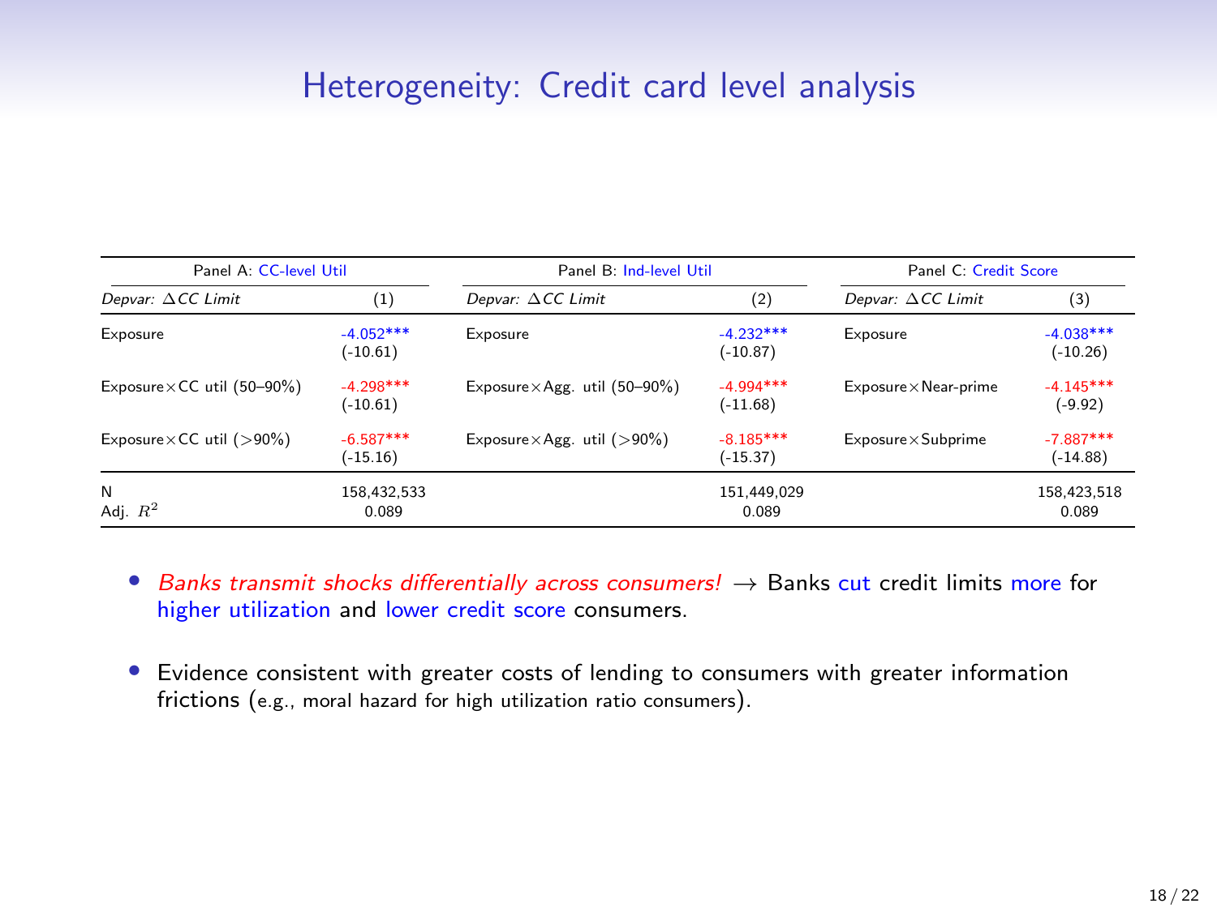# Heterogeneity: Credit card level analysis

| Panel A: CC-level Util | | Panel B: Ind-level Util | | Panel C: Credit Score | |
|---|---|---|---|---|---|
| *Depvar: ΔCC Limit* | (1) | *Depvar: ΔCC Limit* | (2) | *Depvar: ΔCC Limit* | (3) |
| Exposure | -4.052*** (-10.61) | Exposure | -4.232*** (-10.87) | Exposure | -4.038*** (-10.26) |
| Exposure×CC util (50–90%) | -4.298*** (-10.61) | Exposure×Agg. util (50–90%) | -4.994*** (-11.68) | Exposure×Near-prime | -4.145*** (-9.92) |
| Exposure×CC util (>90%) | -6.587*** (-15.16) | Exposure×Agg. util (>90%) | -8.185*** (-15.37) | Exposure×Subprime | -7.887*** (-14.88) |
| N | 158,432,533 | | 151,449,029 | | 158,423,518 |
| Adj. $R^2$ | 0.089 | | 0.089 | | 0.089 |

- *Banks transmit shocks differentially across consumers!* → Banks cut credit limits more for higher utilization and lower credit score consumers.
- Evidence consistent with greater costs of lending to consumers with greater information frictions (e.g., moral hazard for high utilization ratio consumers).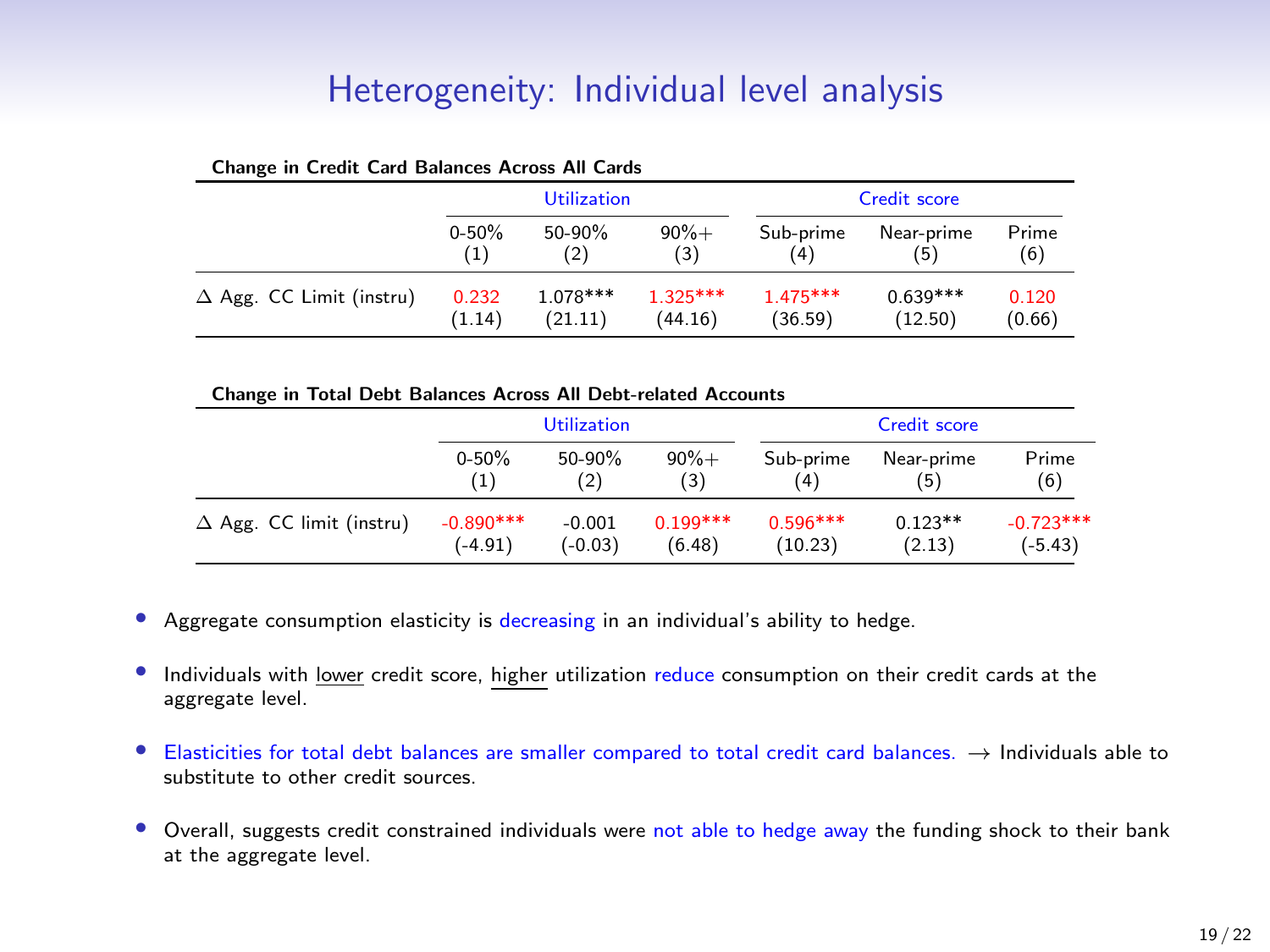# Heterogeneity: Individual level analysis

**Change in Credit Card Balances Across All Cards**

| | Utilization | | | Credit score | | |
|---|---|---|---|---|---|---|
| | 0-50% (1) | 50-90% (2) | 90%+ (3) | Sub-prime (4) | Near-prime (5) | Prime (6) |
| $\Delta$ Agg. CC Limit (instru) | 0.232 | 1.078*** | 1.325*** | 1.475*** | 0.639*** | 0.120 |
| | (1.14) | (21.11) | (44.16) | (36.59) | (12.50) | (0.66) |

**Change in Total Debt Balances Across All Debt-related Accounts**

| | Utilization | | | Credit score | | |
|---|---|---|---|---|---|---|
| | 0-50% (1) | 50-90% (2) | 90%+ (3) | Sub-prime (4) | Near-prime (5) | Prime (6) |
| $\Delta$ Agg. CC limit (instru) | -0.890*** | -0.001 | 0.199*** | 0.596*** | 0.123** | -0.723*** |
| | (-4.91) | (-0.03) | (6.48) | (10.23) | (2.13) | (-5.43) |

- Aggregate consumption elasticity is decreasing in an individual's ability to hedge.
- Individuals with lower credit score, higher utilization reduce consumption on their credit cards at the aggregate level.
- Elasticities for total debt balances are smaller compared to total credit card balances. $\rightarrow$ Individuals able to substitute to other credit sources.
- Overall, suggests credit constrained individuals were not able to hedge away the funding shock to their bank at the aggregate level.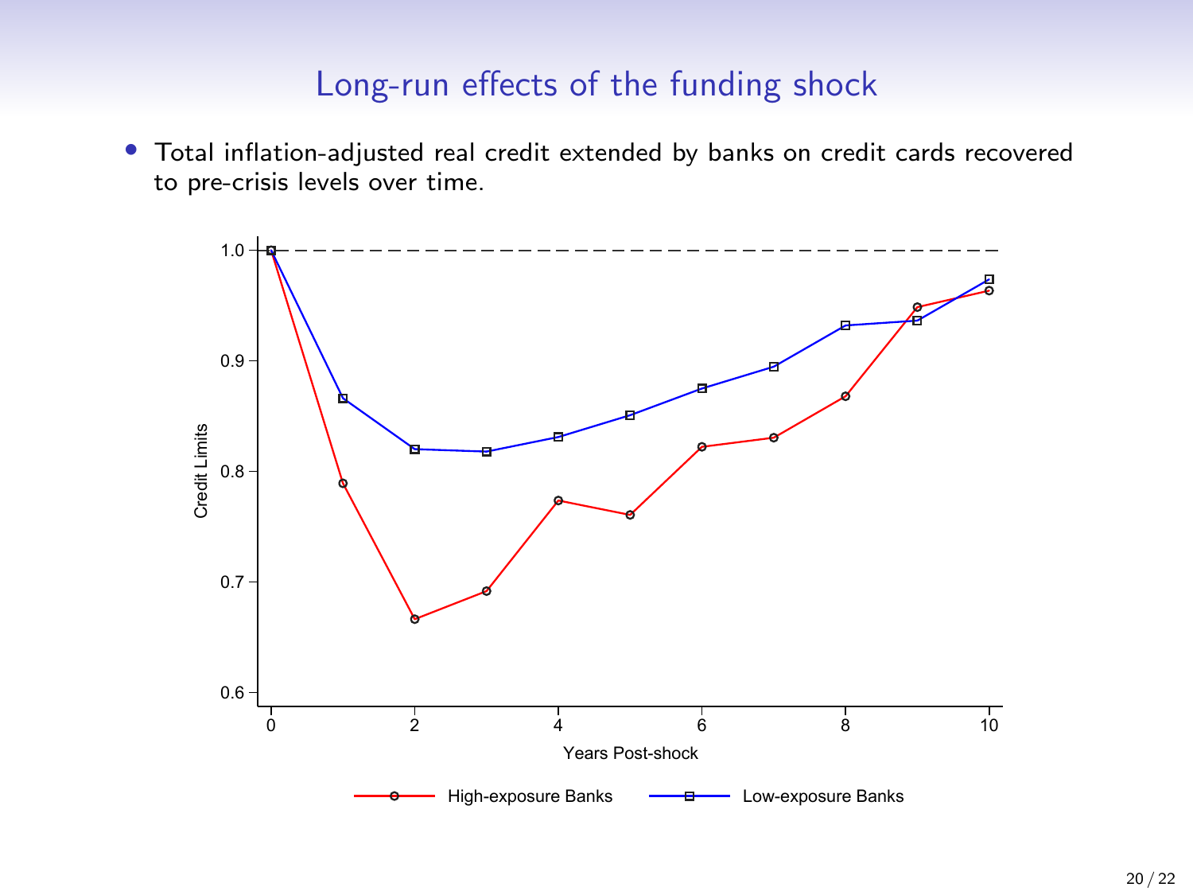# Long-run effects of the funding shock

- Total inflation-adjusted real credit extended by banks on credit cards recovered to pre-crisis levels over time.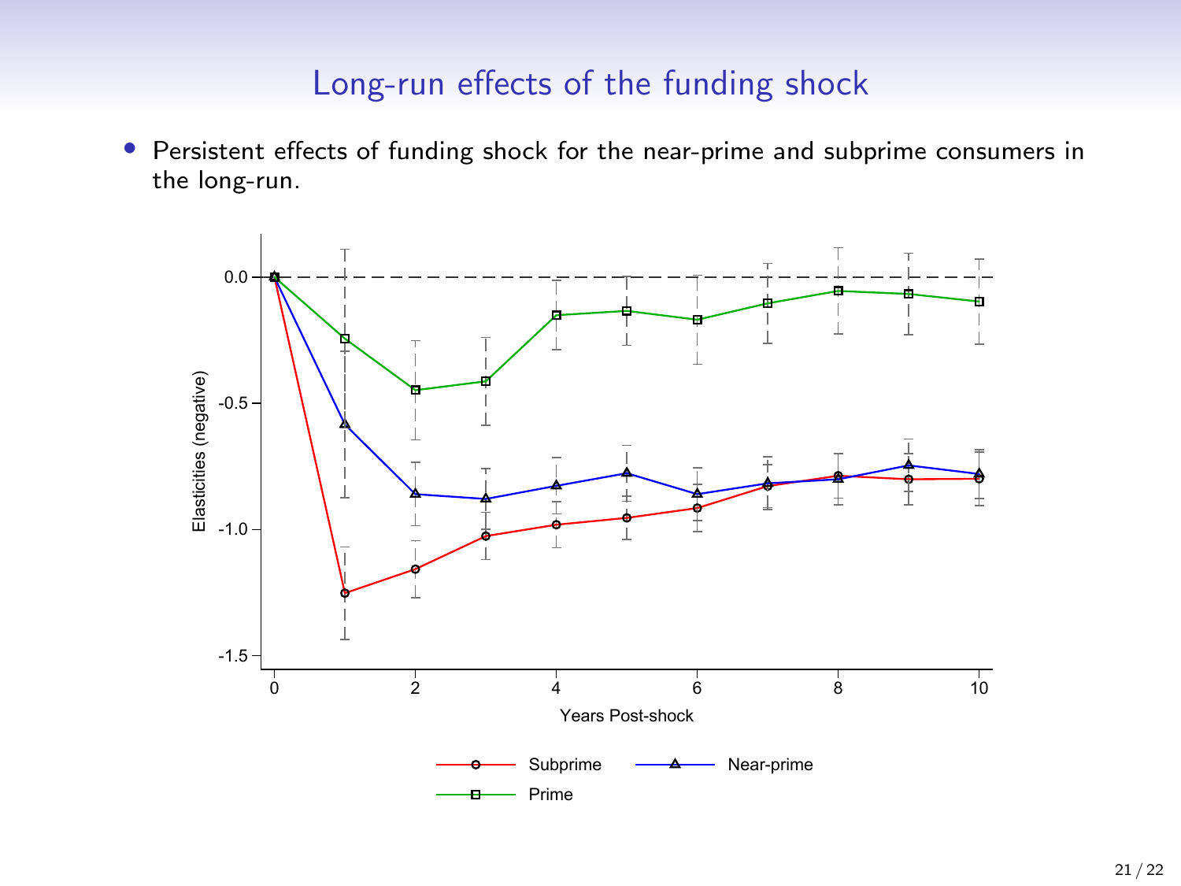# Long-run effects of the funding shock

- Persistent effects of funding shock for the near-prime and subprime consumers in the long-run.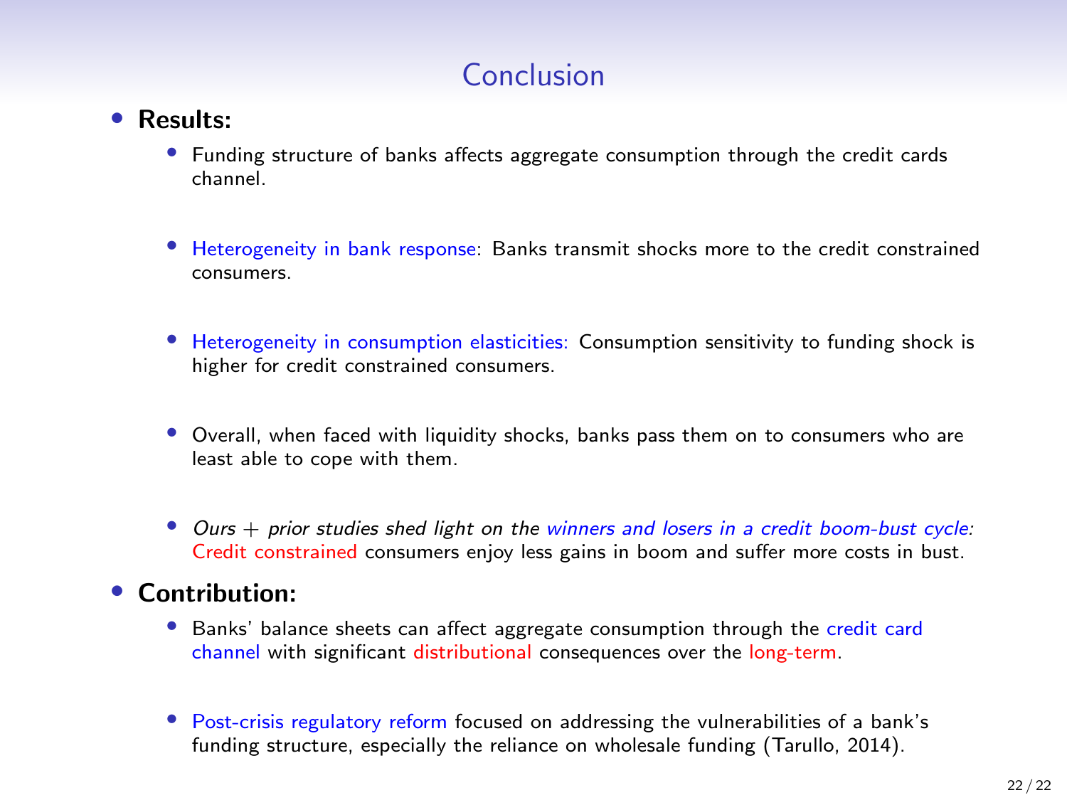# Conclusion

- **Results:**
  - Funding structure of banks affects aggregate consumption through the credit cards channel.
  - Heterogeneity in bank response: Banks transmit shocks more to the credit constrained consumers.
  - Heterogeneity in consumption elasticities: Consumption sensitivity to funding shock is higher for credit constrained consumers.
  - Overall, when faced with liquidity shocks, banks pass them on to consumers who are least able to cope with them.
  - *Ours + prior studies shed light on the winners and losers in a credit boom-bust cycle:* Credit constrained consumers enjoy less gains in boom and suffer more costs in bust.
- **Contribution:**
  - Banks' balance sheets can affect aggregate consumption through the credit card channel with significant distributional consequences over the long-term.
  - Post-crisis regulatory reform focused on addressing the vulnerabilities of a bank's funding structure, especially the reliance on wholesale funding (Tarullo, 2014).